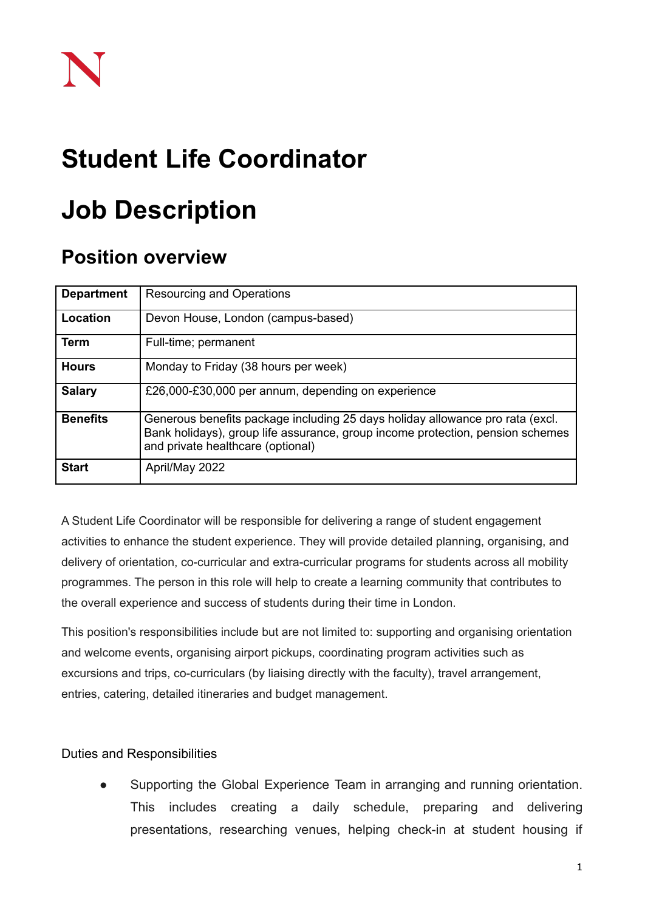# Student Life Coordinator

# Job Description

## Position overview

| **Department** | Resourcing and Operations |
|---|---|
| **Location** | Devon House, London (campus-based) |
| **Term** | Full-time; permanent |
| **Hours** | Monday to Friday (38 hours per week) |
| **Salary** | £26,000-£30,000 per annum, depending on experience |
| **Benefits** | Generous benefits package including 25 days holiday allowance pro rata (excl. Bank holidays), group life assurance, group income protection, pension schemes and private healthcare (optional) |
| **Start** | April/May 2022 |

A Student Life Coordinator will be responsible for delivering a range of student engagement activities to enhance the student experience. They will provide detailed planning, organising, and delivery of orientation, co-curricular and extra-curricular programs for students across all mobility programmes. The person in this role will help to create a learning community that contributes to the overall experience and success of students during their time in London.

This position's responsibilities include but are not limited to: supporting and organising orientation and welcome events, organising airport pickups, coordinating program activities such as excursions and trips, co-curriculars (by liaising directly with the faculty), travel arrangement, entries, catering, detailed itineraries and budget management.

Duties and Responsibilities

- Supporting the Global Experience Team in arranging and running orientation. This includes creating a daily schedule, preparing and delivering presentations, researching venues, helping check-in at student housing if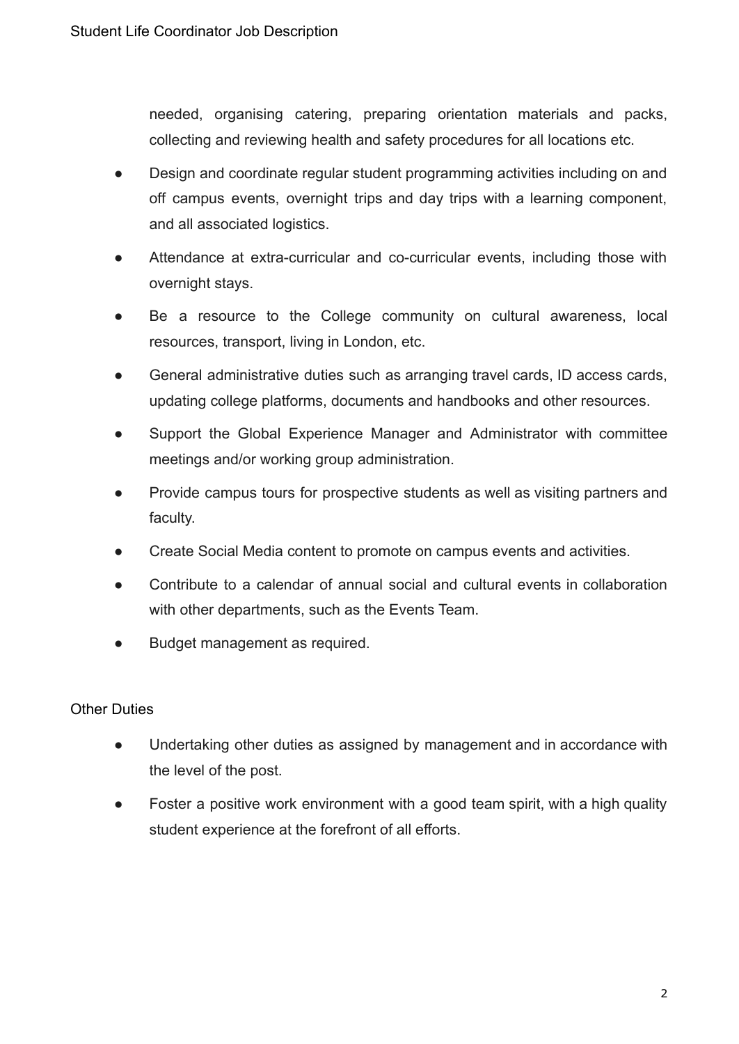needed, organising catering, preparing orientation materials and packs, collecting and reviewing health and safety procedures for all locations etc.

- Design and coordinate regular student programming activities including on and off campus events, overnight trips and day trips with a learning component, and all associated logistics.
- Attendance at extra-curricular and co-curricular events, including those with overnight stays.
- Be a resource to the College community on cultural awareness, local resources, transport, living in London, etc.
- General administrative duties such as arranging travel cards, ID access cards, updating college platforms, documents and handbooks and other resources.
- Support the Global Experience Manager and Administrator with committee meetings and/or working group administration.
- Provide campus tours for prospective students as well as visiting partners and faculty.
- Create Social Media content to promote on campus events and activities.
- Contribute to a calendar of annual social and cultural events in collaboration with other departments, such as the Events Team.
- Budget management as required.

Other Duties

- Undertaking other duties as assigned by management and in accordance with the level of the post.
- Foster a positive work environment with a good team spirit, with a high quality student experience at the forefront of all efforts.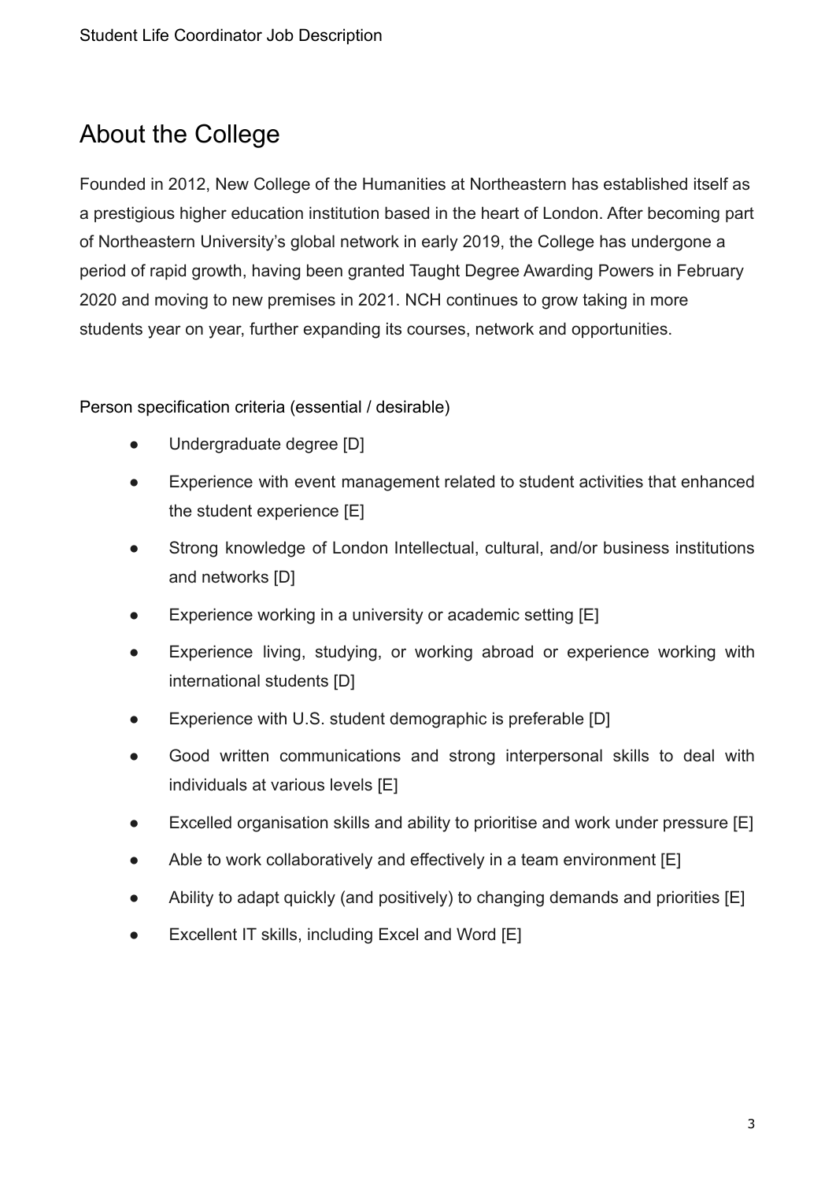## About the College

Founded in 2012, New College of the Humanities at Northeastern has established itself as a prestigious higher education institution based in the heart of London. After becoming part of Northeastern University's global network in early 2019, the College has undergone a period of rapid growth, having been granted Taught Degree Awarding Powers in February 2020 and moving to new premises in 2021. NCH continues to grow taking in more students year on year, further expanding its courses, network and opportunities.

Person specification criteria (essential / desirable)

- Undergraduate degree [D]
- Experience with event management related to student activities that enhanced the student experience [E]
- Strong knowledge of London Intellectual, cultural, and/or business institutions and networks [D]
- Experience working in a university or academic setting [E]
- Experience living, studying, or working abroad or experience working with international students [D]
- Experience with U.S. student demographic is preferable [D]
- Good written communications and strong interpersonal skills to deal with individuals at various levels [E]
- Excelled organisation skills and ability to prioritise and work under pressure [E]
- Able to work collaboratively and effectively in a team environment [E]
- Ability to adapt quickly (and positively) to changing demands and priorities [E]
- Excellent IT skills, including Excel and Word [E]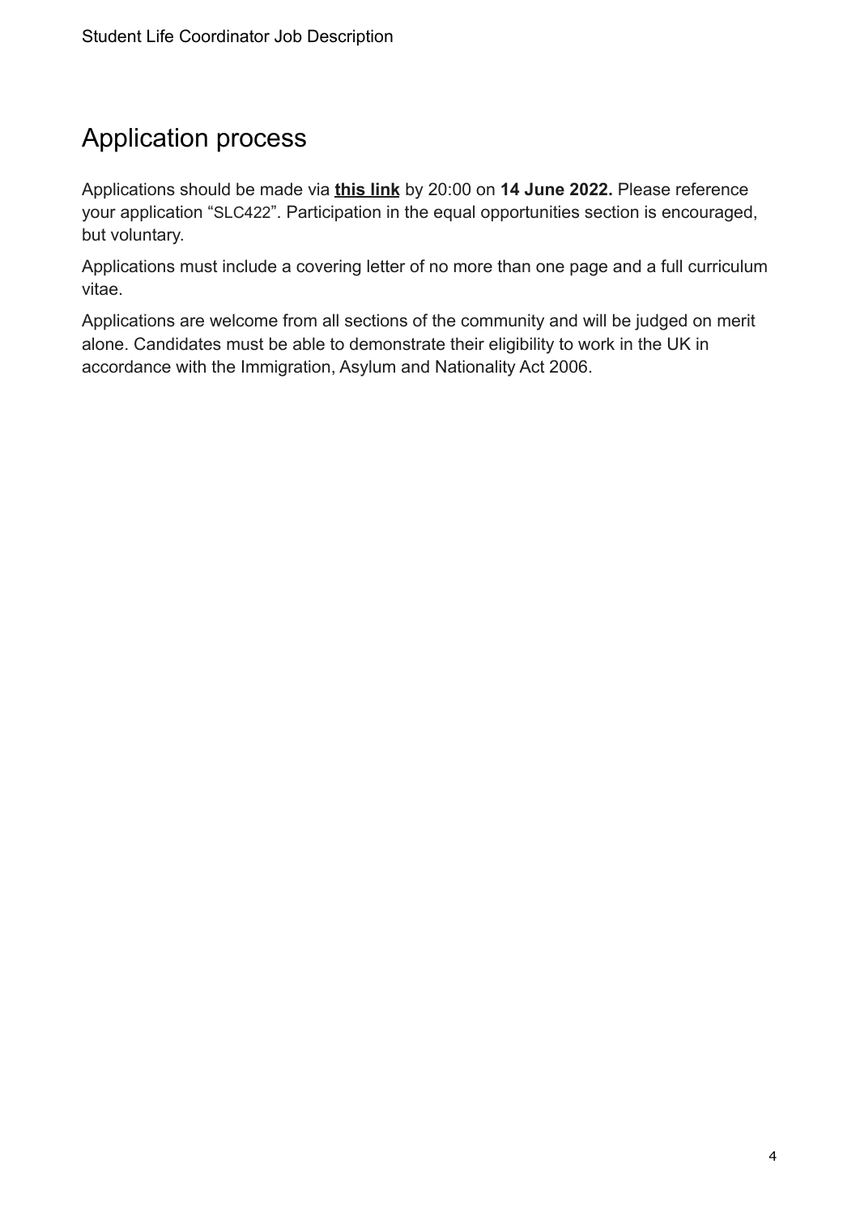## Application process

Applications should be made via **this link** by 20:00 on **14 June 2022.** Please reference your application "SLC422". Participation in the equal opportunities section is encouraged, but voluntary.

Applications must include a covering letter of no more than one page and a full curriculum vitae.

Applications are welcome from all sections of the community and will be judged on merit alone. Candidates must be able to demonstrate their eligibility to work in the UK in accordance with the Immigration, Asylum and Nationality Act 2006.